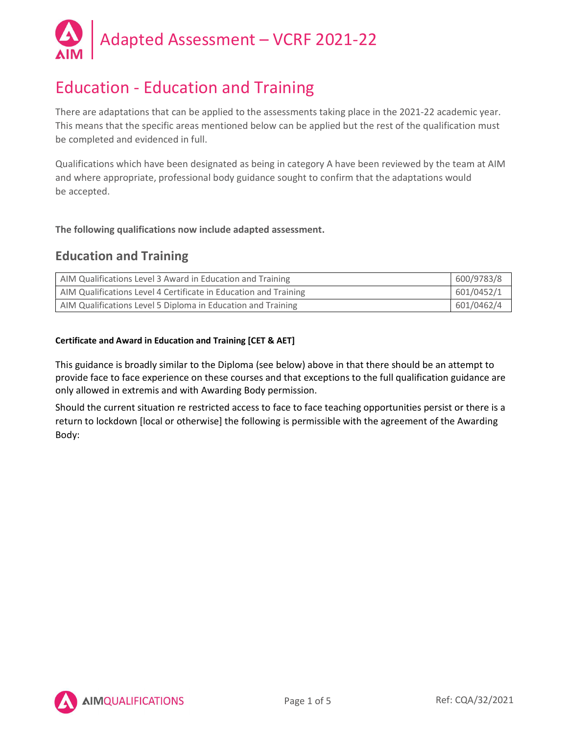# Adapted Assessment – VCRF 2021-22

## Education - Education and Training

There are adaptations that can be applied to the assessments taking place in the 2021-22 academic year. This means that the specific areas mentioned below can be applied but the rest of the qualification must be completed and evidenced in full.

Qualifications which have been designated as being in category A have been reviewed by the team at AIM and where appropriate, professional body guidance sought to confirm that the adaptations would be accepted.

**The following qualifications now include adapted assessment.**

### Education and Training

| Qualification | Number |
|---|---|
| AIM Qualifications Level 3 Award in Education and Training | 600/9783/8 |
| AIM Qualifications Level 4 Certificate in Education and Training | 601/0452/1 |
| AIM Qualifications Level 5 Diploma in Education and Training | 601/0462/4 |

**Certificate and Award in Education and Training [CET & AET]**

This guidance is broadly similar to the Diploma (see below) above in that there should be an attempt to provide face to face experience on these courses and that exceptions to the full qualification guidance are only allowed in extremis and with Awarding Body permission.

Should the current situation re restricted access to face to face teaching opportunities persist or there is a return to lockdown [local or otherwise] the following is permissible with the agreement of the Awarding Body: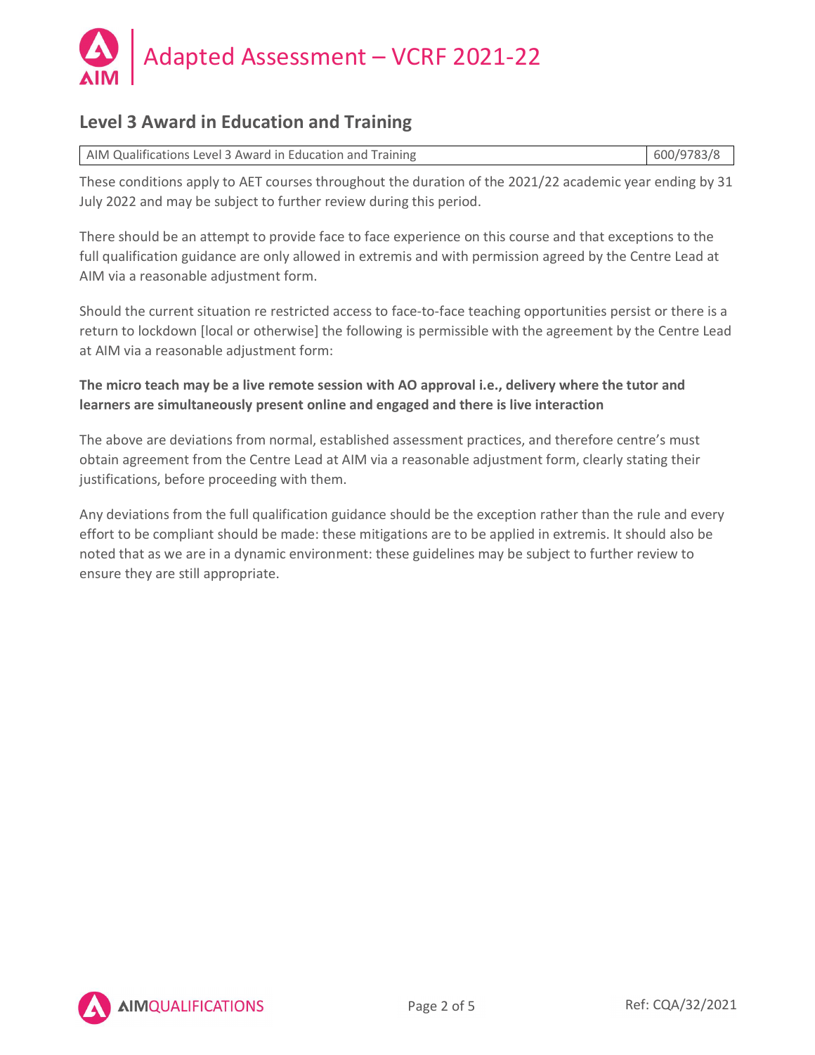# Adapted Assessment – VCRF 2021-22

## Level 3 Award in Education and Training

| AIM Qualifications Level 3 Award in Education and Training | 600/9783/8 |
|---|---|

These conditions apply to AET courses throughout the duration of the 2021/22 academic year ending by 31 July 2022 and may be subject to further review during this period.

There should be an attempt to provide face to face experience on this course and that exceptions to the full qualification guidance are only allowed in extremis and with permission agreed by the Centre Lead at AIM via a reasonable adjustment form.

Should the current situation re restricted access to face-to-face teaching opportunities persist or there is a return to lockdown [local or otherwise] the following is permissible with the agreement by the Centre Lead at AIM via a reasonable adjustment form:

**The micro teach may be a live remote session with AO approval i.e., delivery where the tutor and learners are simultaneously present online and engaged and there is live interaction**

The above are deviations from normal, established assessment practices, and therefore centre's must obtain agreement from the Centre Lead at AIM via a reasonable adjustment form, clearly stating their justifications, before proceeding with them.

Any deviations from the full qualification guidance should be the exception rather than the rule and every effort to be compliant should be made: these mitigations are to be applied in extremis. It should also be noted that as we are in a dynamic environment: these guidelines may be subject to further review to ensure they are still appropriate.

Ref: CQA/32/2021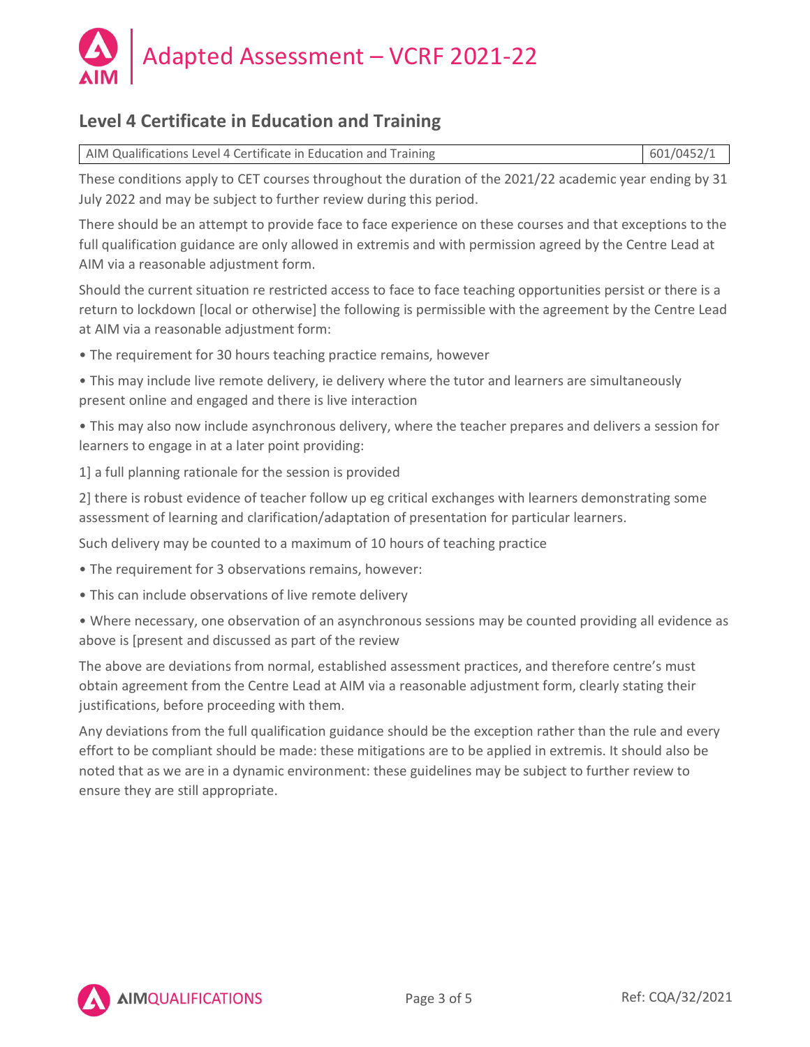# Adapted Assessment – VCRF 2021-22

## Level 4 Certificate in Education and Training

| AIM Qualifications Level 4 Certificate in Education and Training | 601/0452/1 |
|---|---|

These conditions apply to CET courses throughout the duration of the 2021/22 academic year ending by 31 July 2022 and may be subject to further review during this period.

There should be an attempt to provide face to face experience on these courses and that exceptions to the full qualification guidance are only allowed in extremis and with permission agreed by the Centre Lead at AIM via a reasonable adjustment form.

Should the current situation re restricted access to face to face teaching opportunities persist or there is a return to lockdown [local or otherwise] the following is permissible with the agreement by the Centre Lead at AIM via a reasonable adjustment form:

- The requirement for 30 hours teaching practice remains, however
- This may include live remote delivery, ie delivery where the tutor and learners are simultaneously present online and engaged and there is live interaction
- This may also now include asynchronous delivery, where the teacher prepares and delivers a session for learners to engage in at a later point providing:

1] a full planning rationale for the session is provided

2] there is robust evidence of teacher follow up eg critical exchanges with learners demonstrating some assessment of learning and clarification/adaptation of presentation for particular learners.

Such delivery may be counted to a maximum of 10 hours of teaching practice

- The requirement for 3 observations remains, however:
- This can include observations of live remote delivery
- Where necessary, one observation of an asynchronous sessions may be counted providing all evidence as above is [present and discussed as part of the review

The above are deviations from normal, established assessment practices, and therefore centre's must obtain agreement from the Centre Lead at AIM via a reasonable adjustment form, clearly stating their justifications, before proceeding with them.

Any deviations from the full qualification guidance should be the exception rather than the rule and every effort to be compliant should be made: these mitigations are to be applied in extremis. It should also be noted that as we are in a dynamic environment: these guidelines may be subject to further review to ensure they are still appropriate.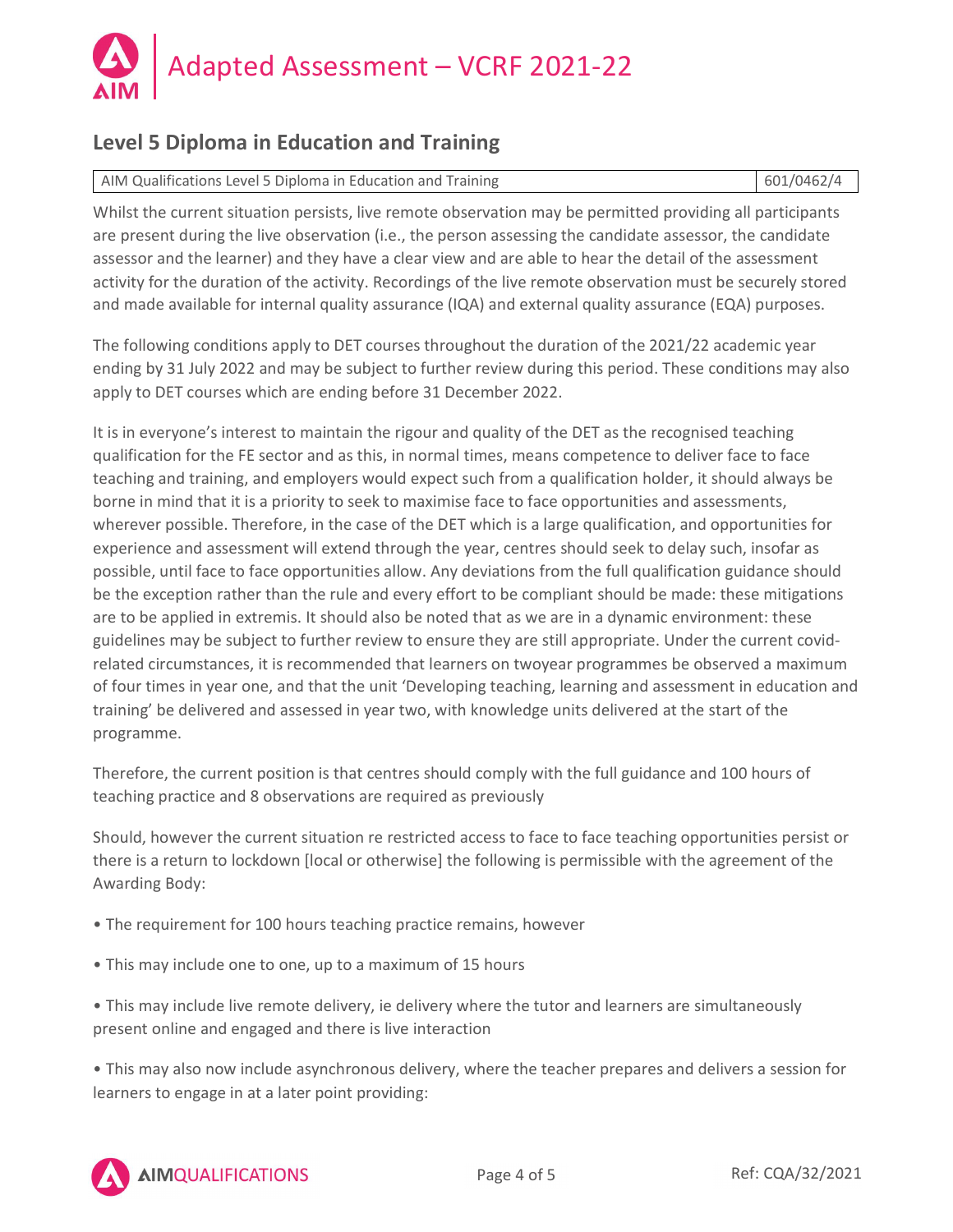## Level 5 Diploma in Education and Training

| AIM Qualifications Level 5 Diploma in Education and Training | 601/0462/4 |
| --- | --- |

Whilst the current situation persists, live remote observation may be permitted providing all participants are present during the live observation (i.e., the person assessing the candidate assessor, the candidate assessor and the learner) and they have a clear view and are able to hear the detail of the assessment activity for the duration of the activity. Recordings of the live remote observation must be securely stored and made available for internal quality assurance (IQA) and external quality assurance (EQA) purposes.

The following conditions apply to DET courses throughout the duration of the 2021/22 academic year ending by 31 July 2022 and may be subject to further review during this period. These conditions may also apply to DET courses which are ending before 31 December 2022.

It is in everyone's interest to maintain the rigour and quality of the DET as the recognised teaching qualification for the FE sector and as this, in normal times, means competence to deliver face to face teaching and training, and employers would expect such from a qualification holder, it should always be borne in mind that it is a priority to seek to maximise face to face opportunities and assessments, wherever possible. Therefore, in the case of the DET which is a large qualification, and opportunities for experience and assessment will extend through the year, centres should seek to delay such, insofar as possible, until face to face opportunities allow. Any deviations from the full qualification guidance should be the exception rather than the rule and every effort to be compliant should be made: these mitigations are to be applied in extremis. It should also be noted that as we are in a dynamic environment: these guidelines may be subject to further review to ensure they are still appropriate. Under the current covid-related circumstances, it is recommended that learners on twoyear programmes be observed a maximum of four times in year one, and that the unit 'Developing teaching, learning and assessment in education and training' be delivered and assessed in year two, with knowledge units delivered at the start of the programme.

Therefore, the current position is that centres should comply with the full guidance and 100 hours of teaching practice and 8 observations are required as previously

Should, however the current situation re restricted access to face to face teaching opportunities persist or there is a return to lockdown [local or otherwise] the following is permissible with the agreement of the Awarding Body:

- The requirement for 100 hours teaching practice remains, however
- This may include one to one, up to a maximum of 15 hours
- This may include live remote delivery, ie delivery where the tutor and learners are simultaneously present online and engaged and there is live interaction
- This may also now include asynchronous delivery, where the teacher prepares and delivers a session for learners to engage in at a later point providing: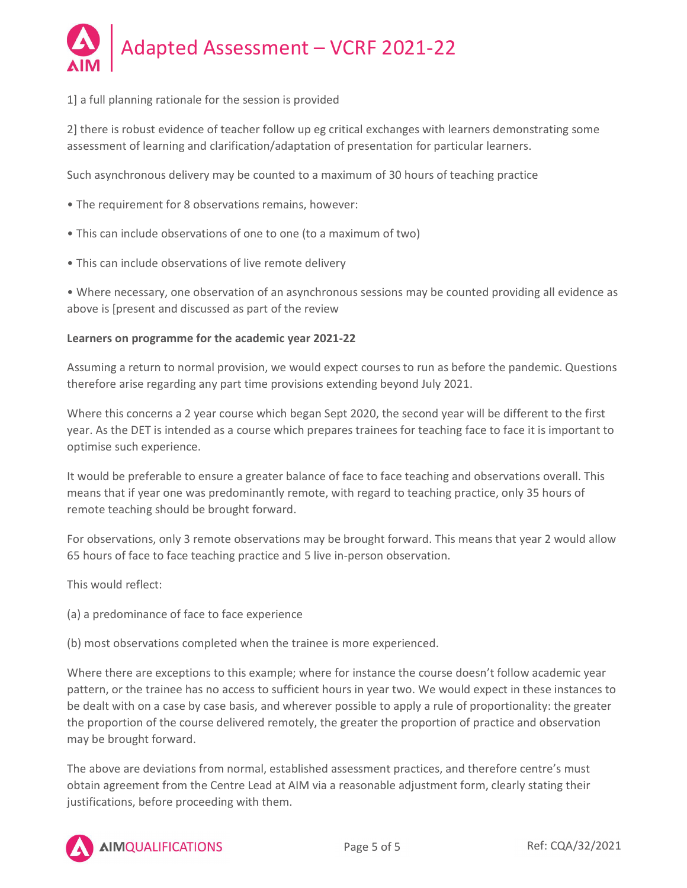1] a full planning rationale for the session is provided

2] there is robust evidence of teacher follow up eg critical exchanges with learners demonstrating some assessment of learning and clarification/adaptation of presentation for particular learners.

Such asynchronous delivery may be counted to a maximum of 30 hours of teaching practice

- The requirement for 8 observations remains, however:
- This can include observations of one to one (to a maximum of two)
- This can include observations of live remote delivery
- Where necessary, one observation of an asynchronous sessions may be counted providing all evidence as above is [present and discussed as part of the review

**Learners on programme for the academic year 2021-22**

Assuming a return to normal provision, we would expect courses to run as before the pandemic. Questions therefore arise regarding any part time provisions extending beyond July 2021.

Where this concerns a 2 year course which began Sept 2020, the second year will be different to the first year. As the DET is intended as a course which prepares trainees for teaching face to face it is important to optimise such experience.

It would be preferable to ensure a greater balance of face to face teaching and observations overall. This means that if year one was predominantly remote, with regard to teaching practice, only 35 hours of remote teaching should be brought forward.

For observations, only 3 remote observations may be brought forward. This means that year 2 would allow 65 hours of face to face teaching practice and 5 live in-person observation.

This would reflect:

(a) a predominance of face to face experience

(b) most observations completed when the trainee is more experienced.

Where there are exceptions to this example; where for instance the course doesn't follow academic year pattern, or the trainee has no access to sufficient hours in year two. We would expect in these instances to be dealt with on a case by case basis, and wherever possible to apply a rule of proportionality: the greater the proportion of the course delivered remotely, the greater the proportion of practice and observation may be brought forward.

The above are deviations from normal, established assessment practices, and therefore centre's must obtain agreement from the Centre Lead at AIM via a reasonable adjustment form, clearly stating their justifications, before proceeding with them.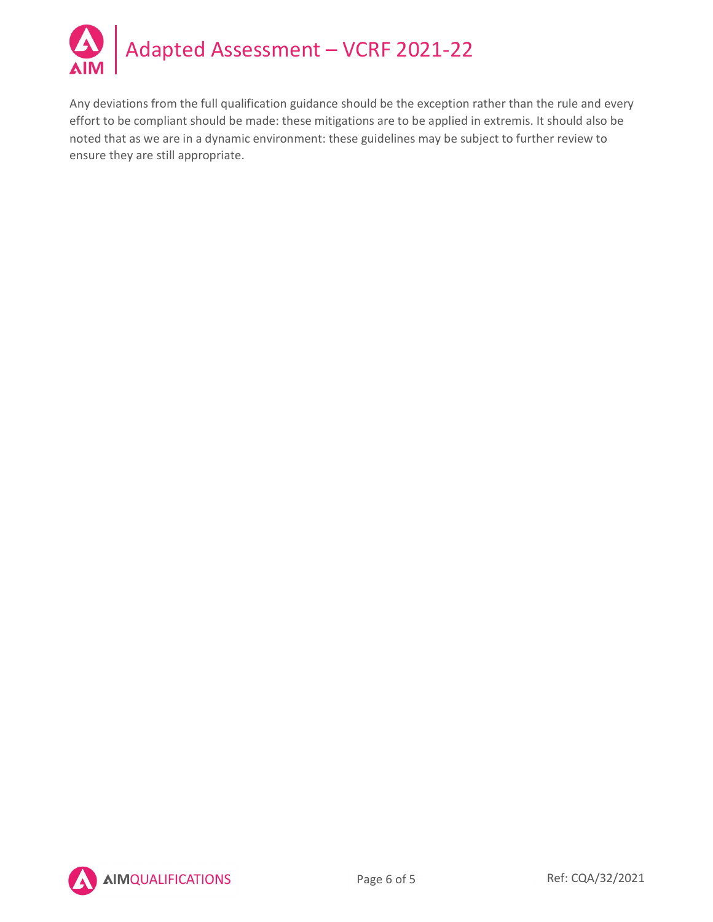Any deviations from the full qualification guidance should be the exception rather than the rule and every effort to be compliant should be made: these mitigations are to be applied in extremis. It should also be noted that as we are in a dynamic environment: these guidelines may be subject to further review to ensure they are still appropriate.